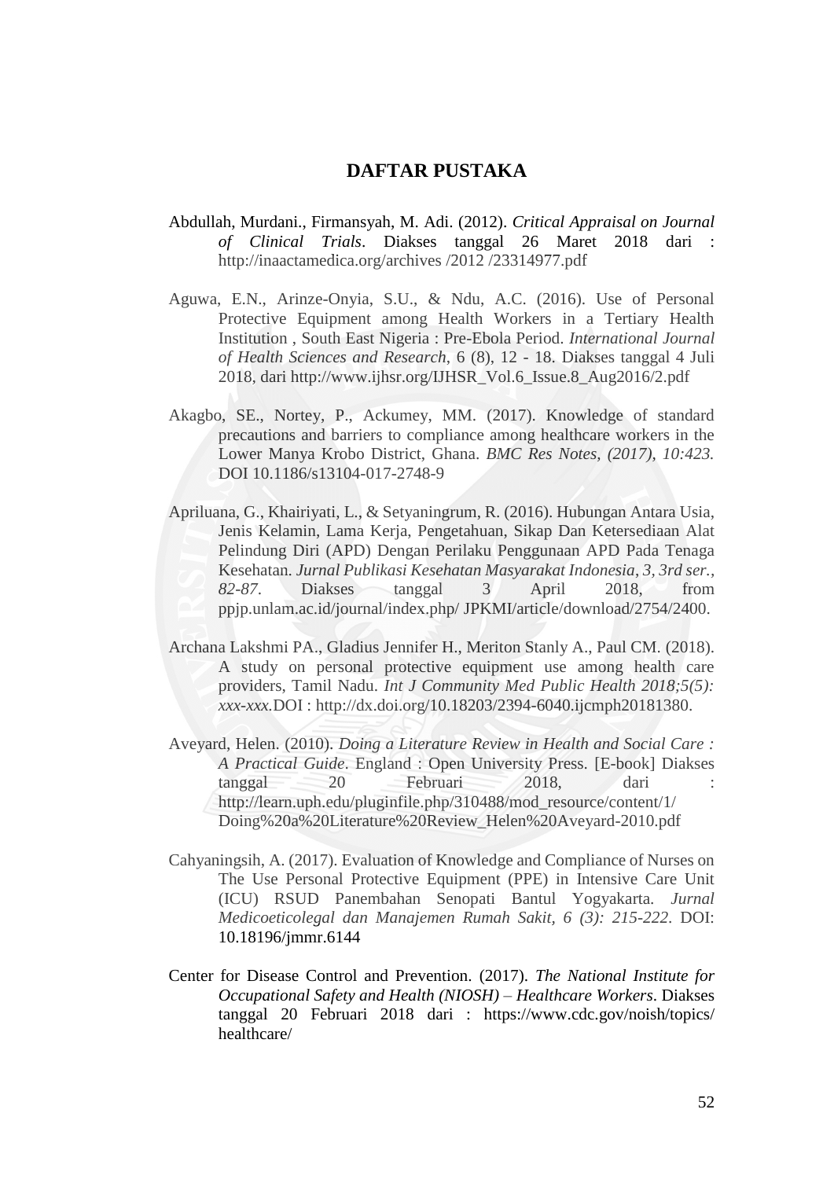# DAFTAR PUSTAKA

Abdullah, Murdani., Firmansyah, M. Adi. (2012). *Critical Appraisal on Journal of Clinical Trials*. Diakses tanggal 26 Maret 2018 dari : http://inaactamedica.org/archives /2012 /23314977.pdf

Aguwa, E.N., Arinze-Onyia, S.U., & Ndu, A.C. (2016). Use of Personal Protective Equipment among Health Workers in a Tertiary Health Institution , South East Nigeria : Pre-Ebola Period. *International Journal of Health Sciences and Research*, 6 (8), 12 - 18. Diakses tanggal 4 Juli 2018, dari http://www.ijhsr.org/IJHSR_Vol.6_Issue.8_Aug2016/2.pdf

Akagbo, SE., Nortey, P., Ackumey, MM. (2017). Knowledge of standard precautions and barriers to compliance among healthcare workers in the Lower Manya Krobo District, Ghana. *BMC Res Notes, (2017), 10:423.* DOI 10.1186/s13104-017-2748-9

Apriluana, G., Khairiyati, L., & Setyaningrum, R. (2016). Hubungan Antara Usia, Jenis Kelamin, Lama Kerja, Pengetahuan, Sikap Dan Ketersediaan Alat Pelindung Diri (APD) Dengan Perilaku Penggunaan APD Pada Tenaga Kesehatan. *Jurnal Publikasi Kesehatan Masyarakat Indonesia*, *3, 3rd ser., 82-87*. Diakses tanggal 3 April 2018, from ppjp.unlam.ac.id/journal/index.php/ JPKMI/article/download/2754/2400.

Archana Lakshmi PA., Gladius Jennifer H., Meriton Stanly A., Paul CM. (2018). A study on personal protective equipment use among health care providers, Tamil Nadu. *Int J Community Med Public Health 2018;5(5): xxx-xxx.*DOI : http://dx.doi.org/10.18203/2394-6040.ijcmph20181380.

Aveyard, Helen. (2010). *Doing a Literature Review in Health and Social Care : A Practical Guide*. England : Open University Press. [E-book] Diakses tanggal 20 Februari 2018, dari : http://learn.uph.edu/pluginfile.php/310488/mod_resource/content/1/ Doing%20a%20Literature%20Review_Helen%20Aveyard-2010.pdf

Cahyaningsih, A. (2017). Evaluation of Knowledge and Compliance of Nurses on The Use Personal Protective Equipment (PPE) in Intensive Care Unit (ICU) RSUD Panembahan Senopati Bantul Yogyakarta. *Jurnal Medicoeticolegal dan Manajemen Rumah Sakit, 6 (3): 215-222*. DOI: 10.18196/jmmr.6144

Center for Disease Control and Prevention. (2017). *The National Institute for Occupational Safety and Health (NIOSH) – Healthcare Workers*. Diakses tanggal 20 Februari 2018 dari : https://www.cdc.gov/noish/topics/ healthcare/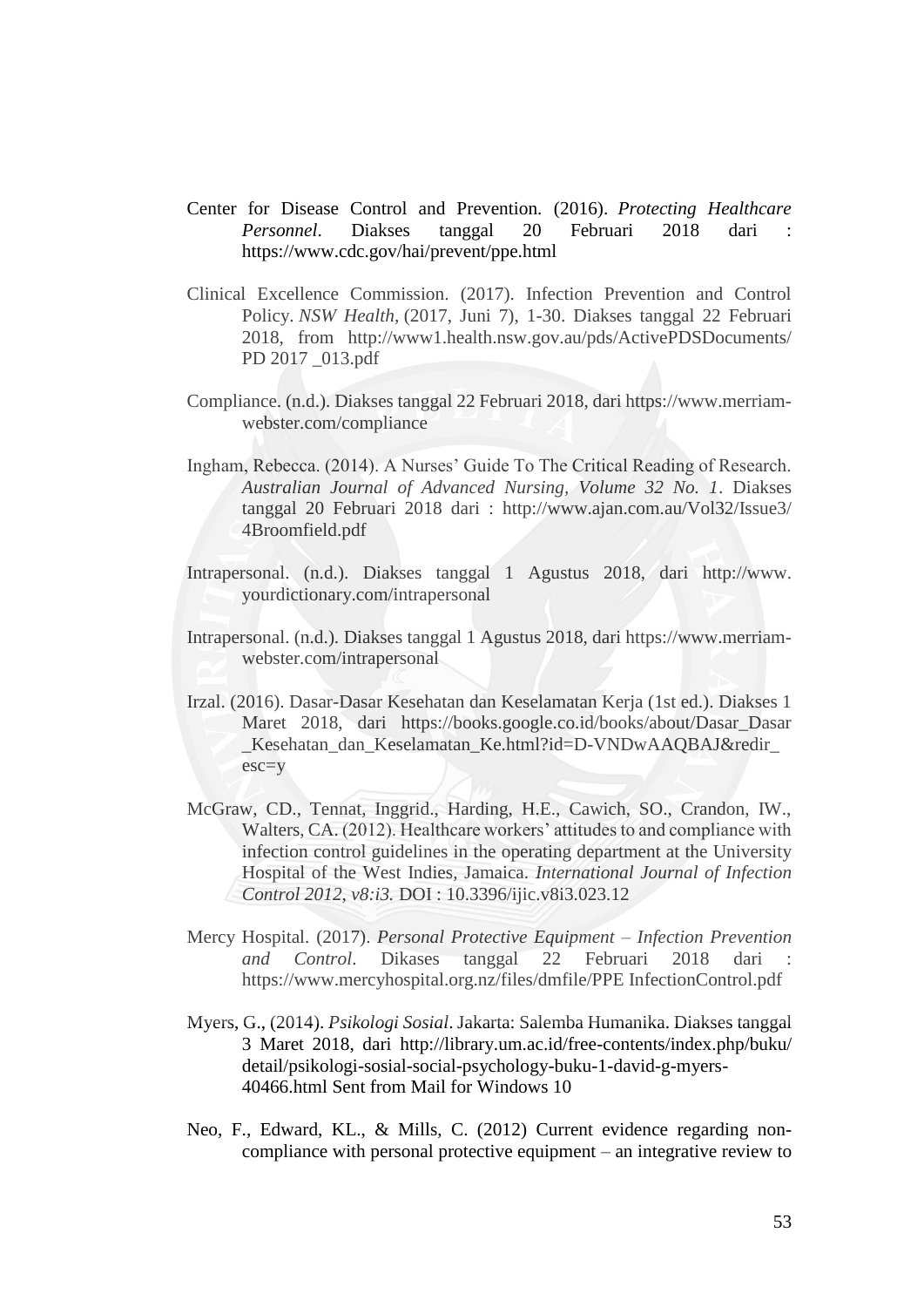Center for Disease Control and Prevention. (2016). *Protecting Healthcare Personnel*. Diakses tanggal 20 Februari 2018 dari : https://www.cdc.gov/hai/prevent/ppe.html

Clinical Excellence Commission. (2017). Infection Prevention and Control Policy. *NSW Health*, (2017, Juni 7), 1-30. Diakses tanggal 22 Februari 2018, from http://www1.health.nsw.gov.au/pds/ActivePDSDocuments/PD 2017 _013.pdf

Compliance. (n.d.). Diakses tanggal 22 Februari 2018, dari https://www.merriam-webster.com/compliance

Ingham, Rebecca. (2014). A Nurses' Guide To The Critical Reading of Research. *Australian Journal of Advanced Nursing, Volume 32 No. 1*. Diakses tanggal 20 Februari 2018 dari : http://www.ajan.com.au/Vol32/Issue3/4Broomfield.pdf

Intrapersonal. (n.d.). Diakses tanggal 1 Agustus 2018, dari http://www.yourdictionary.com/intrapersonal

Intrapersonal. (n.d.). Diakses tanggal 1 Agustus 2018, dari https://www.merriam-webster.com/intrapersonal

Irzal. (2016). Dasar-Dasar Kesehatan dan Keselamatan Kerja (1st ed.). Diakses 1 Maret 2018, dari https://books.google.co.id/books/about/Dasar_Dasar_Kesehatan_dan_Keselamatan_Ke.html?id=D-VNDwAAQBAJ&redir_esc=y

McGraw, CD., Tennat, Inggrid., Harding, H.E., Cawich, SO., Crandon, IW., Walters, CA. (2012). Healthcare workers' attitudes to and compliance with infection control guidelines in the operating department at the University Hospital of the West Indies, Jamaica. *International Journal of Infection Control 2012, v8:i3.* DOI : 10.3396/ijic.v8i3.023.12

Mercy Hospital. (2017). *Personal Protective Equipment – Infection Prevention and Control*. Dikases tanggal 22 Februari 2018 dari : https://www.mercyhospital.org.nz/files/dmfile/PPE InfectionControl.pdf

Myers, G., (2014). *Psikologi Sosial*. Jakarta: Salemba Humanika. Diakses tanggal 3 Maret 2018, dari http://library.um.ac.id/free-contents/index.php/buku/detail/psikologi-sosial-social-psychology-buku-1-david-g-myers-40466.html Sent from Mail for Windows 10

Neo, F., Edward, KL., & Mills, C. (2012) Current evidence regarding non-compliance with personal protective equipment – an integrative review to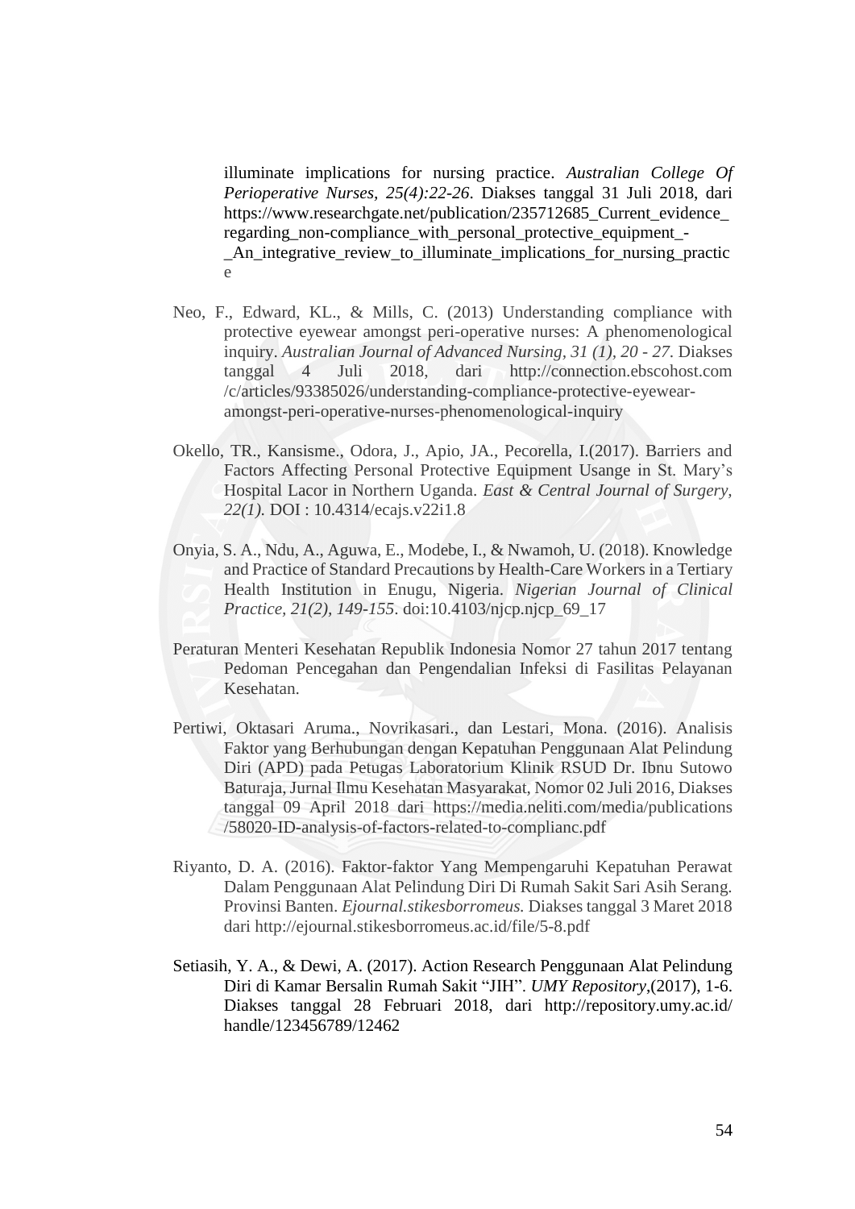illuminate implications for nursing practice. *Australian College Of Perioperative Nurses, 25(4):22-26*. Diakses tanggal 31 Juli 2018, dari https://www.researchgate.net/publication/235712685_Current_evidence_regarding_non-compliance_with_personal_protective_equipment_-_An_integrative_review_to_illuminate_implications_for_nursing_practice

Neo, F., Edward, KL., & Mills, C. (2013) Understanding compliance with protective eyewear amongst peri-operative nurses: A phenomenological inquiry. *Australian Journal of Advanced Nursing, 31 (1), 20 - 27*. Diakses tanggal 4 Juli 2018, dari http://connection.ebscohost.com /c/articles/93385026/understanding-compliance-protective-eyewear-amongst-peri-operative-nurses-phenomenological-inquiry

Okello, TR., Kansisme., Odora, J., Apio, JA., Pecorella, I.(2017). Barriers and Factors Affecting Personal Protective Equipment Usange in St. Mary's Hospital Lacor in Northern Uganda. *East & Central Journal of Surgery, 22(1).* DOI : 10.4314/ecajs.v22i1.8

Onyia, S. A., Ndu, A., Aguwa, E., Modebe, I., & Nwamoh, U. (2018). Knowledge and Practice of Standard Precautions by Health-Care Workers in a Tertiary Health Institution in Enugu, Nigeria. *Nigerian Journal of Clinical Practice, 21(2), 149-155*. doi:10.4103/njcp.njcp_69_17

Peraturan Menteri Kesehatan Republik Indonesia Nomor 27 tahun 2017 tentang Pedoman Pencegahan dan Pengendalian Infeksi di Fasilitas Pelayanan Kesehatan.

Pertiwi, Oktasari Aruma., Novrikasari., dan Lestari, Mona. (2016). Analisis Faktor yang Berhubungan dengan Kepatuhan Penggunaan Alat Pelindung Diri (APD) pada Petugas Laboratorium Klinik RSUD Dr. Ibnu Sutowo Baturaja, Jurnal Ilmu Kesehatan Masyarakat, Nomor 02 Juli 2016, Diakses tanggal 09 April 2018 dari https://media.neliti.com/media/publications /58020-ID-analysis-of-factors-related-to-complianc.pdf

Riyanto, D. A. (2016). Faktor-faktor Yang Mempengaruhi Kepatuhan Perawat Dalam Penggunaan Alat Pelindung Diri Di Rumah Sakit Sari Asih Serang. Provinsi Banten. *Ejournal.stikesborromeus.* Diakses tanggal 3 Maret 2018 dari http://ejournal.stikesborromeus.ac.id/file/5-8.pdf

Setiasih, Y. A., & Dewi, A. (2017). Action Research Penggunaan Alat Pelindung Diri di Kamar Bersalin Rumah Sakit "JIH". *UMY Repository*,(2017), 1-6. Diakses tanggal 28 Februari 2018, dari http://repository.umy.ac.id/ handle/123456789/12462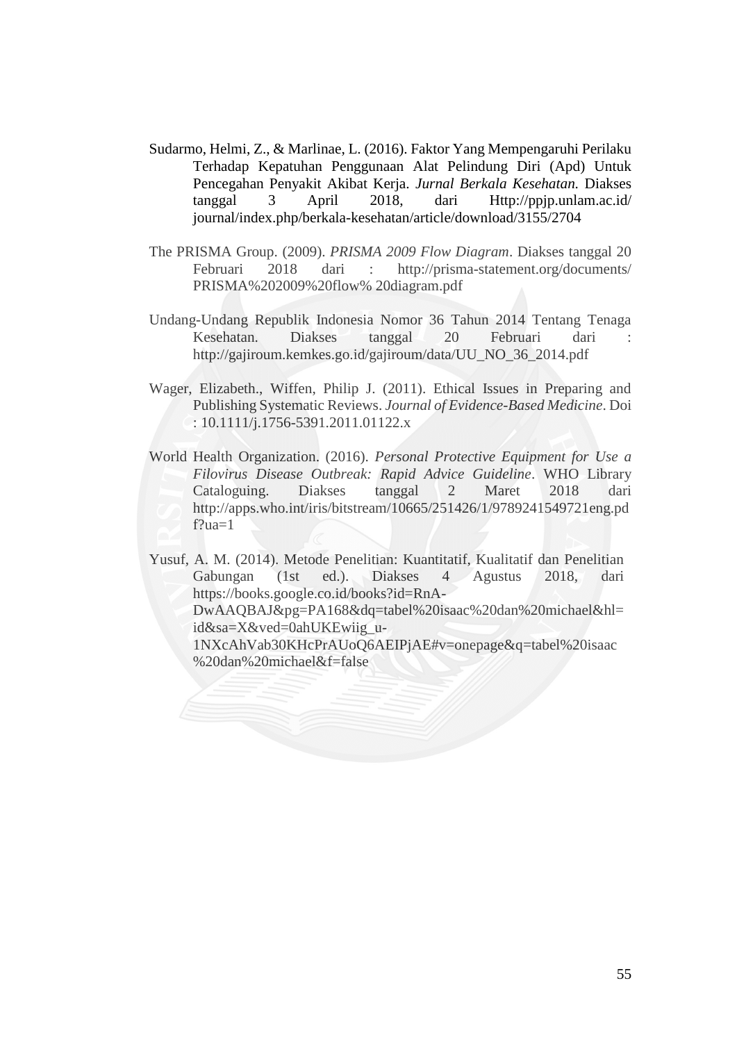Sudarmo, Helmi, Z., & Marlinae, L. (2016). Faktor Yang Mempengaruhi Perilaku Terhadap Kepatuhan Penggunaan Alat Pelindung Diri (Apd) Untuk Pencegahan Penyakit Akibat Kerja. *Jurnal Berkala Kesehatan.* Diakses tanggal 3 April 2018, dari Http://ppjp.unlam.ac.id/ journal/index.php/berkala-kesehatan/article/download/3155/2704

The PRISMA Group. (2009). *PRISMA 2009 Flow Diagram*. Diakses tanggal 20 Februari 2018 dari : http://prisma-statement.org/documents/ PRISMA%202009%20flow% 20diagram.pdf

Undang-Undang Republik Indonesia Nomor 36 Tahun 2014 Tentang Tenaga Kesehatan. Diakses tanggal 20 Februari dari : http://gajiroum.kemkes.go.id/gajiroum/data/UU_NO_36_2014.pdf

Wager, Elizabeth., Wiffen, Philip J. (2011). Ethical Issues in Preparing and Publishing Systematic Reviews. *Journal of Evidence-Based Medicine*. Doi : 10.1111/j.1756-5391.2011.01122.x

World Health Organization. (2016). *Personal Protective Equipment for Use a Filovirus Disease Outbreak: Rapid Advice Guideline*. WHO Library Cataloguing. Diakses tanggal 2 Maret 2018 dari http://apps.who.int/iris/bitstream/10665/251426/1/9789241549721eng.pdf?ua=1

Yusuf, A. M. (2014). Metode Penelitian: Kuantitatif, Kualitatif dan Penelitian Gabungan (1st ed.). Diakses 4 Agustus 2018, dari https://books.google.co.id/books?id=RnA-DwAAQBAJ&pg=PA168&dq=tabel%20isaac%20dan%20michael&hl=id&sa=X&ved=0ahUKEwiig_u-1NXcAhVab30KHcPrAUoQ6AEIPjAE#v=onepage&q=tabel%20isaac%20dan%20michael&f=false